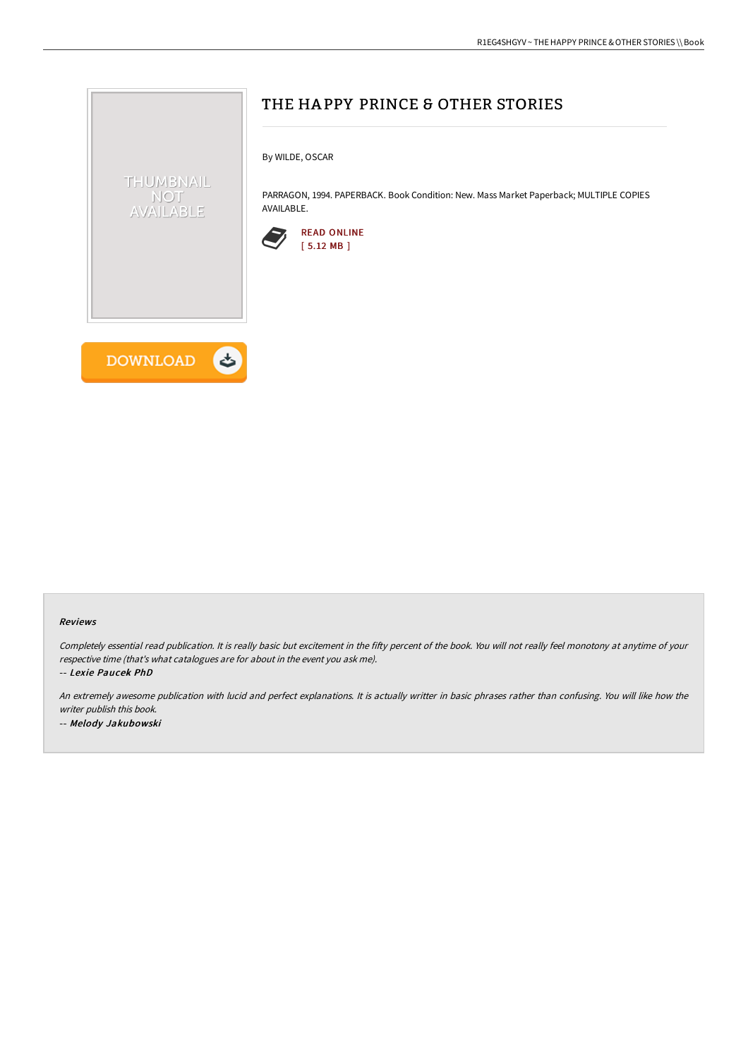# THE HAPPY PRINCE & OTHER STORIES

By WILDE, OSCAR

PARRAGON, 1994. PAPERBACK. Book Condition: New. Mass Market Paperback; MULTIPLE COPIES AVAILABLE.

READ ONLINE
[ 5.12 MB ]

DOWNLOAD

### Reviews

*Completely essential read publication. It is really basic but excitement in the fifty percent of the book. You will not really feel monotony at anytime of your respective time (that's what catalogues are for about in the event you ask me).*

*-- Lexie Paucek PhD*

*An extremely awesome publication with lucid and perfect explanations. It is actually writter in basic phrases rather than confusing. You will like how the writer publish this book.*

*-- Melody Jakubowski*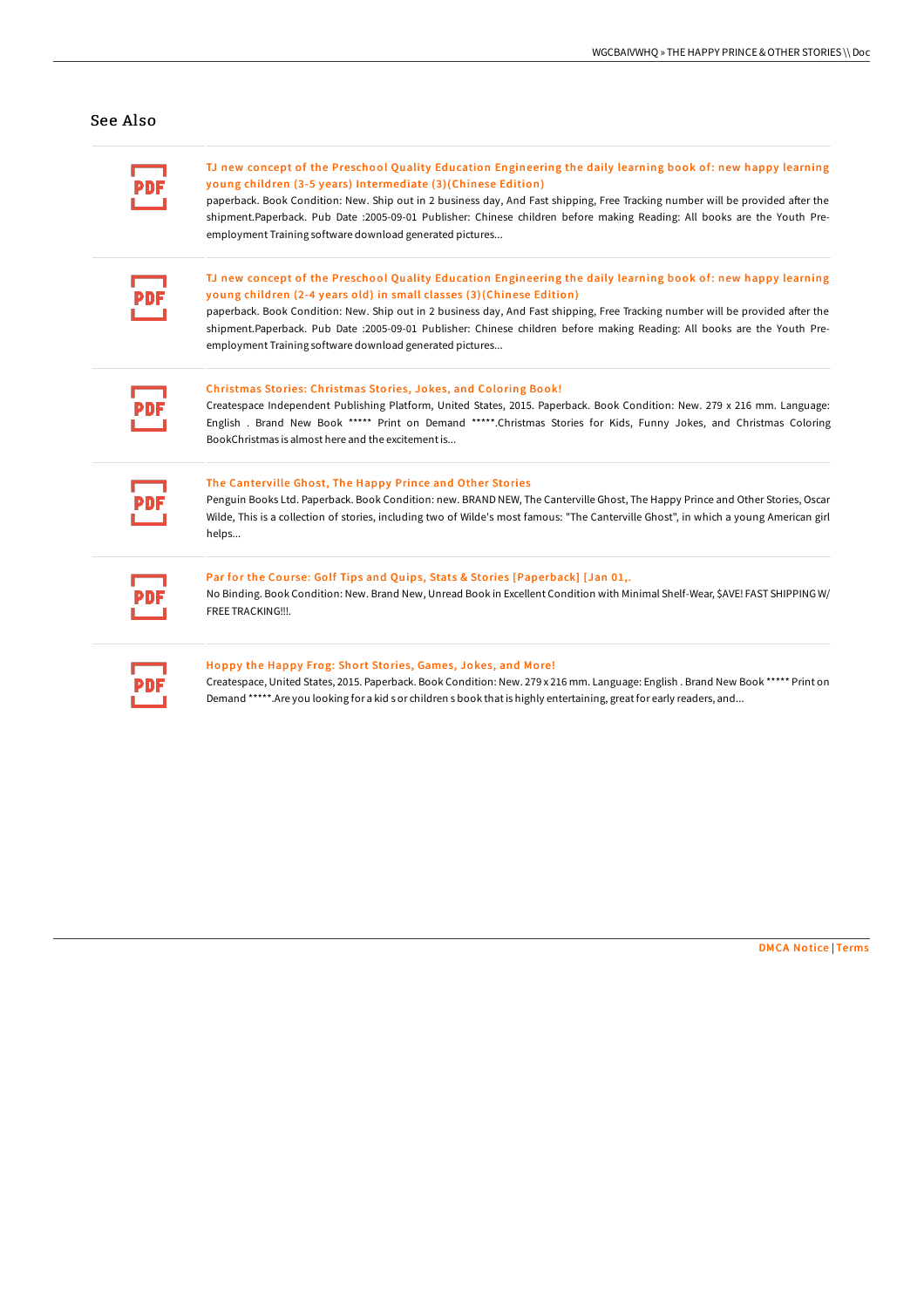## See Also

**TJ new concept of the Preschool Quality Education Engineering the daily learning book of: new happy learning young children (3-5 years) Intermediate (3)(Chinese Edition)**

paperback. Book Condition: New. Ship out in 2 business day, And Fast shipping, Free Tracking number will be provided after the shipment.Paperback. Pub Date :2005-09-01 Publisher: Chinese children before making Reading: All books are the Youth Pre-employment Training software download generated pictures...

**TJ new concept of the Preschool Quality Education Engineering the daily learning book of: new happy learning young children (2-4 years old) in small classes (3)(Chinese Edition)**

paperback. Book Condition: New. Ship out in 2 business day, And Fast shipping, Free Tracking number will be provided after the shipment.Paperback. Pub Date :2005-09-01 Publisher: Chinese children before making Reading: All books are the Youth Pre-employment Training software download generated pictures...

**Christmas Stories: Christmas Stories, Jokes, and Coloring Book!**

Createspace Independent Publishing Platform, United States, 2015. Paperback. Book Condition: New. 279 x 216 mm. Language: English . Brand New Book ***** Print on Demand *****.Christmas Stories for Kids, Funny Jokes, and Christmas Coloring BookChristmas is almost here and the excitement is...

**The Canterville Ghost, The Happy Prince and Other Stories**

Penguin Books Ltd. Paperback. Book Condition: new. BRAND NEW, The Canterville Ghost, The Happy Prince and Other Stories, Oscar Wilde, This is a collection of stories, including two of Wilde's most famous: "The Canterville Ghost", in which a young American girl helps...

**Par for the Course: Golf Tips and Quips, Stats & Stories [Paperback] [Jan 01,.**

No Binding. Book Condition: New. Brand New, Unread Book in Excellent Condition with Minimal Shelf-Wear, $AVE! FAST SHIPPING W/ FREE TRACKING!!!.

**Hoppy the Happy Frog: Short Stories, Games, Jokes, and More!**

Createspace, United States, 2015. Paperback. Book Condition: New. 279 x 216 mm. Language: English . Brand New Book ***** Print on Demand *****.Are you looking for a kid s or children s book that is highly entertaining, great for early readers, and...

DMCA Notice | Terms